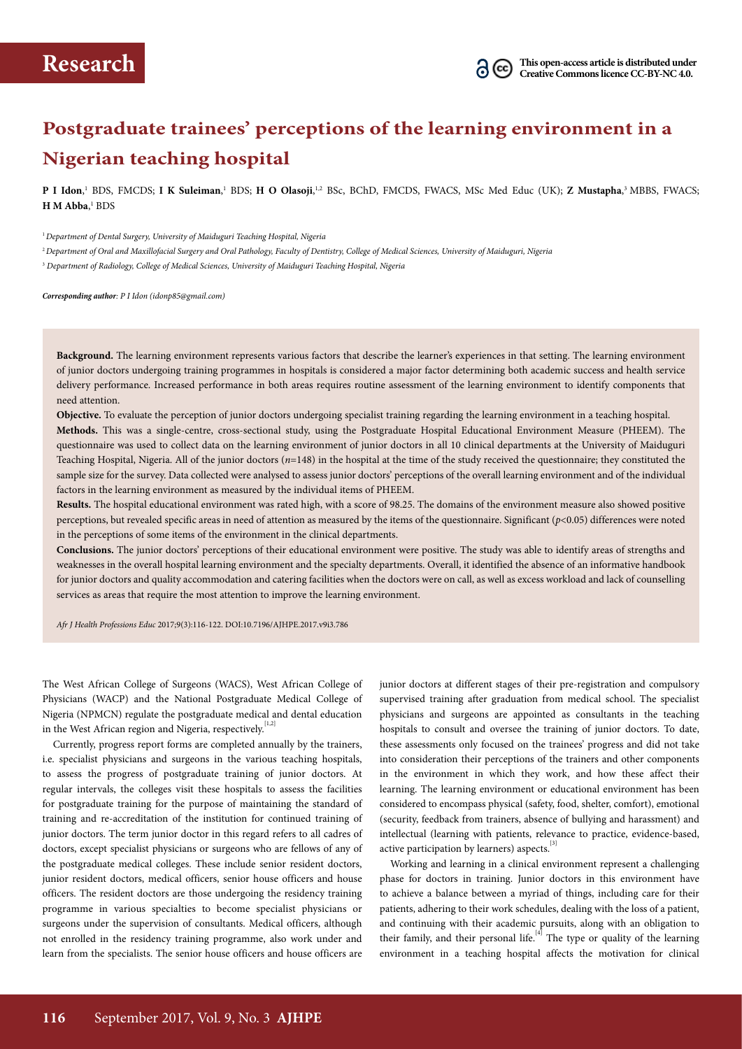# Postgraduate trainees' perceptions of the learning environment in a Nigerian teaching hospital

**P I Idon**,[1] BDS, FMCDS; **I K Suleiman**,[1] BDS; **H O Olasoji**,[1,2] BSc, BChD, FMCDS, FWACS, MSc Med Educ (UK); **Z Mustapha**,[3] MBBS, FWACS; **H M Abba**,[1] BDS

[1] *Department of Dental Surgery, University of Maiduguri Teaching Hospital, Nigeria*

[2] *Department of Oral and Maxillofacial Surgery and Oral Pathology, Faculty of Dentistry, College of Medical Sciences, University of Maiduguri, Nigeria*

[3] *Department of Radiology, College of Medical Sciences, University of Maiduguri Teaching Hospital, Nigeria*

***Corresponding author**: P I Idon (idonp85@gmail.com)*

**Background.** The learning environment represents various factors that describe the learner's experiences in that setting. The learning environment of junior doctors undergoing training programmes in hospitals is considered a major factor determining both academic success and health service delivery performance. Increased performance in both areas requires routine assessment of the learning environment to identify components that need attention.

**Objective.** To evaluate the perception of junior doctors undergoing specialist training regarding the learning environment in a teaching hospital.

**Methods.** This was a single-centre, cross-sectional study, using the Postgraduate Hospital Educational Environment Measure (PHEEM). The questionnaire was used to collect data on the learning environment of junior doctors in all 10 clinical departments at the University of Maiduguri Teaching Hospital, Nigeria. All of the junior doctors ($n$=148) in the hospital at the time of the study received the questionnaire; they constituted the sample size for the survey. Data collected were analysed to assess junior doctors' perceptions of the overall learning environment and of the individual factors in the learning environment as measured by the individual items of PHEEM.

**Results.** The hospital educational environment was rated high, with a score of 98.25. The domains of the environment measure also showed positive perceptions, but revealed specific areas in need of attention as measured by the items of the questionnaire. Significant ($p$<0.05) differences were noted in the perceptions of some items of the environment in the clinical departments.

**Conclusions.** The junior doctors' perceptions of their educational environment were positive. The study was able to identify areas of strengths and weaknesses in the overall hospital learning environment and the specialty departments. Overall, it identified the absence of an informative handbook for junior doctors and quality accommodation and catering facilities when the doctors were on call, as well as excess workload and lack of counselling services as areas that require the most attention to improve the learning environment.

*Afr J Health Professions Educ* 2017;9(3):116-122. DOI:10.7196/AJHPE.2017.v9i3.786

The West African College of Surgeons (WACS), West African College of Physicians (WACP) and the National Postgraduate Medical College of Nigeria (NPMCN) regulate the postgraduate medical and dental education in the West African region and Nigeria, respectively.[1,2]

Currently, progress report forms are completed annually by the trainers, i.e. specialist physicians and surgeons in the various teaching hospitals, to assess the progress of postgraduate training of junior doctors. At regular intervals, the colleges visit these hospitals to assess the facilities for postgraduate training for the purpose of maintaining the standard of training and re-accreditation of the institution for continued training of junior doctors. The term junior doctor in this regard refers to all cadres of doctors, except specialist physicians or surgeons who are fellows of any of the postgraduate medical colleges. These include senior resident doctors, junior resident doctors, medical officers, senior house officers and house officers. The resident doctors are those undergoing the residency training programme in various specialties to become specialist physicians or surgeons under the supervision of consultants. Medical officers, although not enrolled in the residency training programme, also work under and learn from the specialists. The senior house officers and house officers are junior doctors at different stages of their pre-registration and compulsory supervised training after graduation from medical school. The specialist physicians and surgeons are appointed as consultants in the teaching hospitals to consult and oversee the training of junior doctors. To date, these assessments only focused on the trainees' progress and did not take into consideration their perceptions of the trainers and other components in the environment in which they work, and how these affect their learning. The learning environment or educational environment has been considered to encompass physical (safety, food, shelter, comfort), emotional (security, feedback from trainers, absence of bullying and harassment) and intellectual (learning with patients, relevance to practice, evidence-based, active participation by learners) aspects.[3]

Working and learning in a clinical environment represent a challenging phase for doctors in training. Junior doctors in this environment have to achieve a balance between a myriad of things, including care for their patients, adhering to their work schedules, dealing with the loss of a patient, and continuing with their academic pursuits, along with an obligation to their family, and their personal life.[4] The type or quality of the learning environment in a teaching hospital affects the motivation for clinical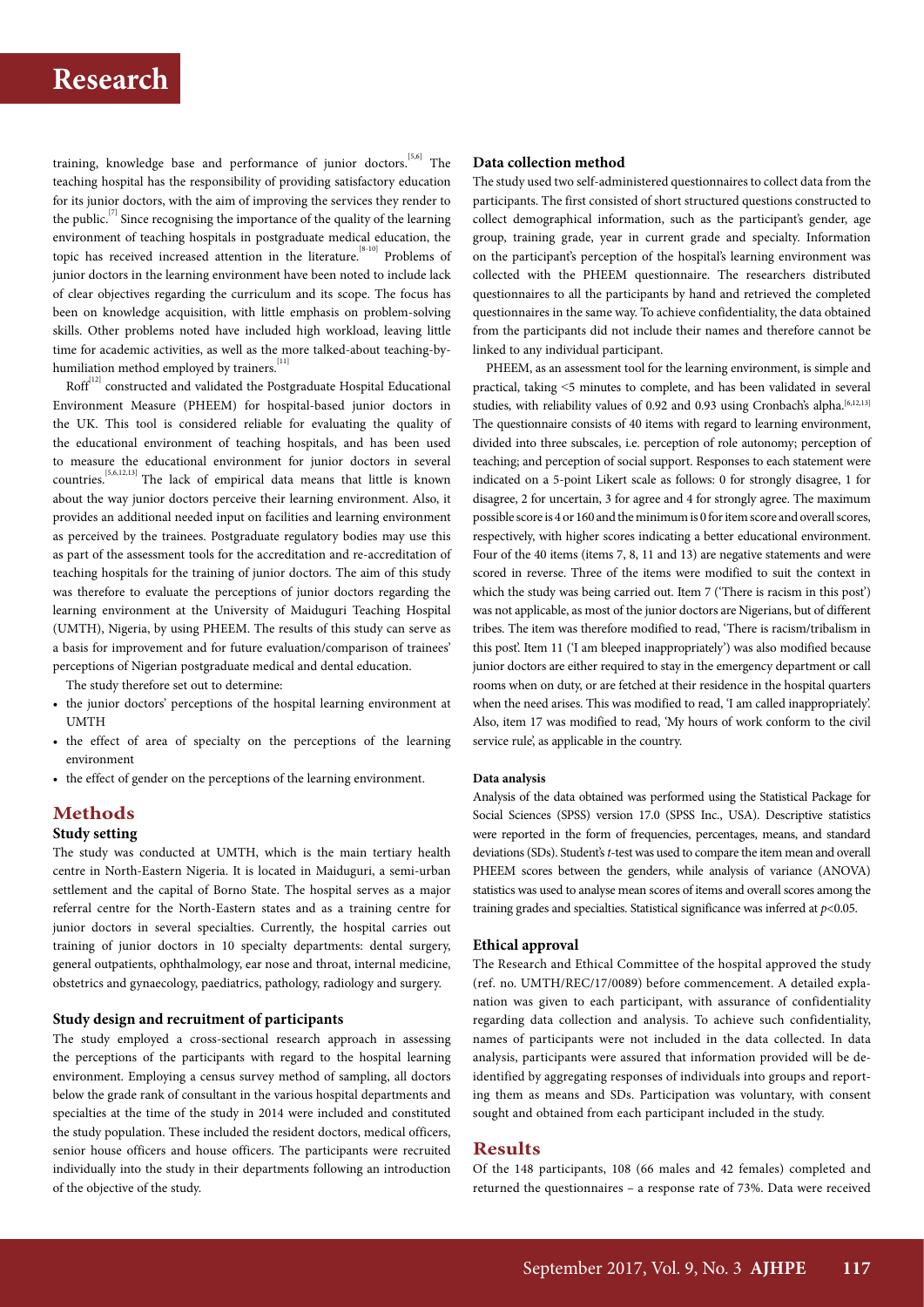training, knowledge base and performance of junior doctors.[5,6] The teaching hospital has the responsibility of providing satisfactory education for its junior doctors, with the aim of improving the services they render to the public.[7] Since recognising the importance of the quality of the learning environment of teaching hospitals in postgraduate medical education, the topic has received increased attention in the literature.[8-10] Problems of junior doctors in the learning environment have been noted to include lack of clear objectives regarding the curriculum and its scope. The focus has been on knowledge acquisition, with little emphasis on problem-solving skills. Other problems noted have included high workload, leaving little time for academic activities, as well as the more talked-about teaching-by-humiliation method employed by trainers.[11]

Roff[12] constructed and validated the Postgraduate Hospital Educational Environment Measure (PHEEM) for hospital-based junior doctors in the UK. This tool is considered reliable for evaluating the quality of the educational environment of teaching hospitals, and has been used to measure the educational environment for junior doctors in several countries.[5,6,12,13] The lack of empirical data means that little is known about the way junior doctors perceive their learning environment. Also, it provides an additional needed input on facilities and learning environment as perceived by the trainees. Postgraduate regulatory bodies may use this as part of the assessment tools for the accreditation and re-accreditation of teaching hospitals for the training of junior doctors. The aim of this study was therefore to evaluate the perceptions of junior doctors regarding the learning environment at the University of Maiduguri Teaching Hospital (UMTH), Nigeria, by using PHEEM. The results of this study can serve as a basis for improvement and for future evaluation/comparison of trainees' perceptions of Nigerian postgraduate medical and dental education.

The study therefore set out to determine:

- the junior doctors' perceptions of the hospital learning environment at UMTH
- the effect of area of specialty on the perceptions of the learning environment
- the effect of gender on the perceptions of the learning environment.

## Methods

### Study setting

The study was conducted at UMTH, which is the main tertiary health centre in North-Eastern Nigeria. It is located in Maiduguri, a semi-urban settlement and the capital of Borno State. The hospital serves as a major referral centre for the North-Eastern states and as a training centre for junior doctors in several specialties. Currently, the hospital carries out training of junior doctors in 10 specialty departments: dental surgery, general outpatients, ophthalmology, ear nose and throat, internal medicine, obstetrics and gynaecology, paediatrics, pathology, radiology and surgery.

### Study design and recruitment of participants

The study employed a cross-sectional research approach in assessing the perceptions of the participants with regard to the hospital learning environment. Employing a census survey method of sampling, all doctors below the grade rank of consultant in the various hospital departments and specialties at the time of the study in 2014 were included and constituted the study population. These included the resident doctors, medical officers, senior house officers and house officers. The participants were recruited individually into the study in their departments following an introduction of the objective of the study.

### Data collection method

The study used two self-administered questionnaires to collect data from the participants. The first consisted of short structured questions constructed to collect demographical information, such as the participant's gender, age group, training grade, year in current grade and specialty. Information on the participant's perception of the hospital's learning environment was collected with the PHEEM questionnaire. The researchers distributed questionnaires to all the participants by hand and retrieved the completed questionnaires in the same way. To achieve confidentiality, the data obtained from the participants did not include their names and therefore cannot be linked to any individual participant.

PHEEM, as an assessment tool for the learning environment, is simple and practical, taking <5 minutes to complete, and has been validated in several studies, with reliability values of 0.92 and 0.93 using Cronbach's alpha.[6,12,13] The questionnaire consists of 40 items with regard to learning environment, divided into three subscales, i.e. perception of role autonomy; perception of teaching; and perception of social support. Responses to each statement were indicated on a 5-point Likert scale as follows: 0 for strongly disagree, 1 for disagree, 2 for uncertain, 3 for agree and 4 for strongly agree. The maximum possible score is 4 or 160 and the minimum is 0 for item score and overall scores, respectively, with higher scores indicating a better educational environment. Four of the 40 items (items 7, 8, 11 and 13) are negative statements and were scored in reverse. Three of the items were modified to suit the context in which the study was being carried out. Item 7 ('There is racism in this post') was not applicable, as most of the junior doctors are Nigerians, but of different tribes. The item was therefore modified to read, 'There is racism/tribalism in this post'. Item 11 ('I am bleeped inappropriately') was also modified because junior doctors are either required to stay in the emergency department or call rooms when on duty, or are fetched at their residence in the hospital quarters when the need arises. This was modified to read, 'I am called inappropriately'. Also, item 17 was modified to read, 'My hours of work conform to the civil service rule', as applicable in the country.

#### Data analysis

Analysis of the data obtained was performed using the Statistical Package for Social Sciences (SPSS) version 17.0 (SPSS Inc., USA). Descriptive statistics were reported in the form of frequencies, percentages, means, and standard deviations (SDs). Student's *t*-test was used to compare the item mean and overall PHEEM scores between the genders, while analysis of variance (ANOVA) statistics was used to analyse mean scores of items and overall scores among the training grades and specialties. Statistical significance was inferred at $p<0.05$.

### Ethical approval

The Research and Ethical Committee of the hospital approved the study (ref. no. UMTH/REC/17/0089) before commencement. A detailed explanation was given to each participant, with assurance of confidentiality regarding data collection and analysis. To achieve such confidentiality, names of participants were not included in the data collected. In data analysis, participants were assured that information provided will be de-identified by aggregating responses of individuals into groups and reporting them as means and SDs. Participation was voluntary, with consent sought and obtained from each participant included in the study.

## Results

Of the 148 participants, 108 (66 males and 42 females) completed and returned the questionnaires – a response rate of 73%. Data were received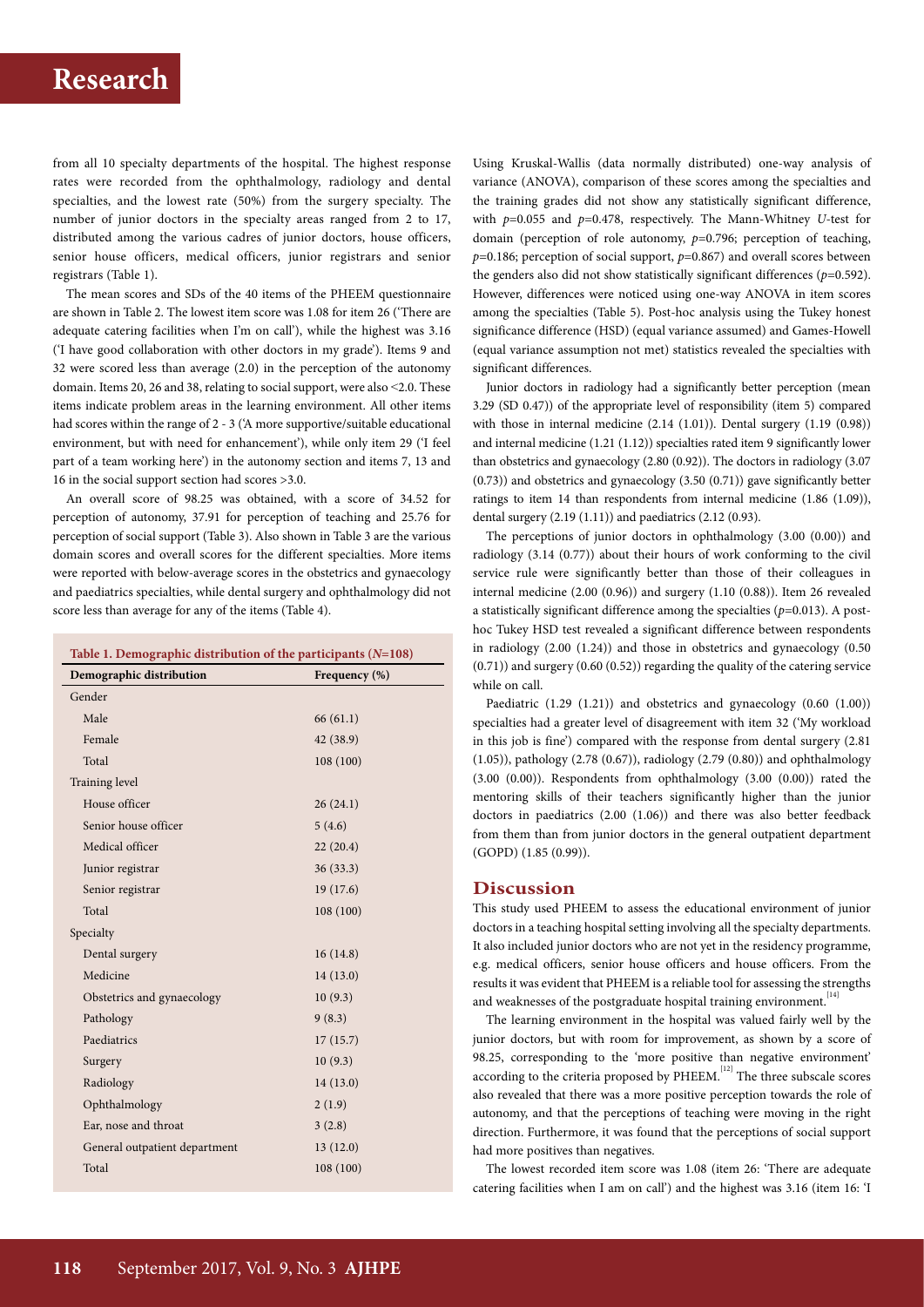from all 10 specialty departments of the hospital. The highest response rates were recorded from the ophthalmology, radiology and dental specialties, and the lowest rate (50%) from the surgery specialty. The number of junior doctors in the specialty areas ranged from 2 to 17, distributed among the various cadres of junior doctors, house officers, senior house officers, medical officers, junior registrars and senior registrars (Table 1).

The mean scores and SDs of the 40 items of the PHEEM questionnaire are shown in Table 2. The lowest item score was 1.08 for item 26 ('There are adequate catering facilities when I'm on call'), while the highest was 3.16 ('I have good collaboration with other doctors in my grade'). Items 9 and 32 were scored less than average (2.0) in the perception of the autonomy domain. Items 20, 26 and 38, relating to social support, were also <2.0. These items indicate problem areas in the learning environment. All other items had scores within the range of 2 - 3 ('A more supportive/suitable educational environment, but with need for enhancement'), while only item 29 ('I feel part of a team working here') in the autonomy section and items 7, 13 and 16 in the social support section had scores >3.0.

An overall score of 98.25 was obtained, with a score of 34.52 for perception of autonomy, 37.91 for perception of teaching and 25.76 for perception of social support (Table 3). Also shown in Table 3 are the various domain scores and overall scores for the different specialties. More items were reported with below-average scores in the obstetrics and gynaecology and paediatrics specialties, while dental surgery and ophthalmology did not score less than average for any of the items (Table 4).

**Table 1. Demographic distribution of the participants (*N*=108)**

| Demographic distribution | Frequency (%) |
|---|---|
| Gender | |
| Male | 66 (61.1) |
| Female | 42 (38.9) |
| Total | 108 (100) |
| Training level | |
| House officer | 26 (24.1) |
| Senior house officer | 5 (4.6) |
| Medical officer | 22 (20.4) |
| Junior registrar | 36 (33.3) |
| Senior registrar | 19 (17.6) |
| Total | 108 (100) |
| Specialty | |
| Dental surgery | 16 (14.8) |
| Medicine | 14 (13.0) |
| Obstetrics and gynaecology | 10 (9.3) |
| Pathology | 9 (8.3) |
| Paediatrics | 17 (15.7) |
| Surgery | 10 (9.3) |
| Radiology | 14 (13.0) |
| Ophthalmology | 2 (1.9) |
| Ear, nose and throat | 3 (2.8) |
| General outpatient department | 13 (12.0) |
| Total | 108 (100) |

Using Kruskal-Wallis (data normally distributed) one-way analysis of variance (ANOVA), comparison of these scores among the specialties and the training grades did not show any statistically significant difference, with $p$=0.055 and $p$=0.478, respectively. The Mann-Whitney *U*-test for domain (perception of role autonomy, $p$=0.796; perception of teaching, $p$=0.186; perception of social support, $p$=0.867) and overall scores between the genders also did not show statistically significant differences ($p$=0.592). However, differences were noticed using one-way ANOVA in item scores among the specialties (Table 5). Post-hoc analysis using the Tukey honest significance difference (HSD) (equal variance assumed) and Games-Howell (equal variance assumption not met) statistics revealed the specialties with significant differences.

Junior doctors in radiology had a significantly better perception (mean 3.29 (SD 0.47)) of the appropriate level of responsibility (item 5) compared with those in internal medicine (2.14 (1.01)). Dental surgery (1.19 (0.98)) and internal medicine (1.21 (1.12)) specialties rated item 9 significantly lower than obstetrics and gynaecology (2.80 (0.92)). The doctors in radiology (3.07 (0.73)) and obstetrics and gynaecology (3.50 (0.71)) gave significantly better ratings to item 14 than respondents from internal medicine (1.86 (1.09)), dental surgery (2.19 (1.11)) and paediatrics (2.12 (0.93).

The perceptions of junior doctors in ophthalmology (3.00 (0.00)) and radiology (3.14 (0.77)) about their hours of work conforming to the civil service rule were significantly better than those of their colleagues in internal medicine (2.00 (0.96)) and surgery (1.10 (0.88)). Item 26 revealed a statistically significant difference among the specialties ($p$=0.013). A post-hoc Tukey HSD test revealed a significant difference between respondents in radiology (2.00 (1.24)) and those in obstetrics and gynaecology (0.50 (0.71)) and surgery (0.60 (0.52)) regarding the quality of the catering service while on call.

Paediatric (1.29 (1.21)) and obstetrics and gynaecology (0.60 (1.00)) specialties had a greater level of disagreement with item 32 ('My workload in this job is fine') compared with the response from dental surgery (2.81 (1.05)), pathology (2.78 (0.67)), radiology (2.79 (0.80)) and ophthalmology (3.00 (0.00)). Respondents from ophthalmology (3.00 (0.00)) rated the mentoring skills of their teachers significantly higher than the junior doctors in paediatrics (2.00 (1.06)) and there was also better feedback from them than from junior doctors in the general outpatient department (GOPD) (1.85 (0.99)).

## Discussion

This study used PHEEM to assess the educational environment of junior doctors in a teaching hospital setting involving all the specialty departments. It also included junior doctors who are not yet in the residency programme, e.g. medical officers, senior house officers and house officers. From the results it was evident that PHEEM is a reliable tool for assessing the strengths and weaknesses of the postgraduate hospital training environment.[14]

The learning environment in the hospital was valued fairly well by the junior doctors, but with room for improvement, as shown by a score of 98.25, corresponding to the 'more positive than negative environment' according to the criteria proposed by PHEEM.[12] The three subscale scores also revealed that there was a more positive perception towards the role of autonomy, and that the perceptions of teaching were moving in the right direction. Furthermore, it was found that the perceptions of social support had more positives than negatives.

The lowest recorded item score was 1.08 (item 26: 'There are adequate catering facilities when I am on call') and the highest was 3.16 (item 16: 'I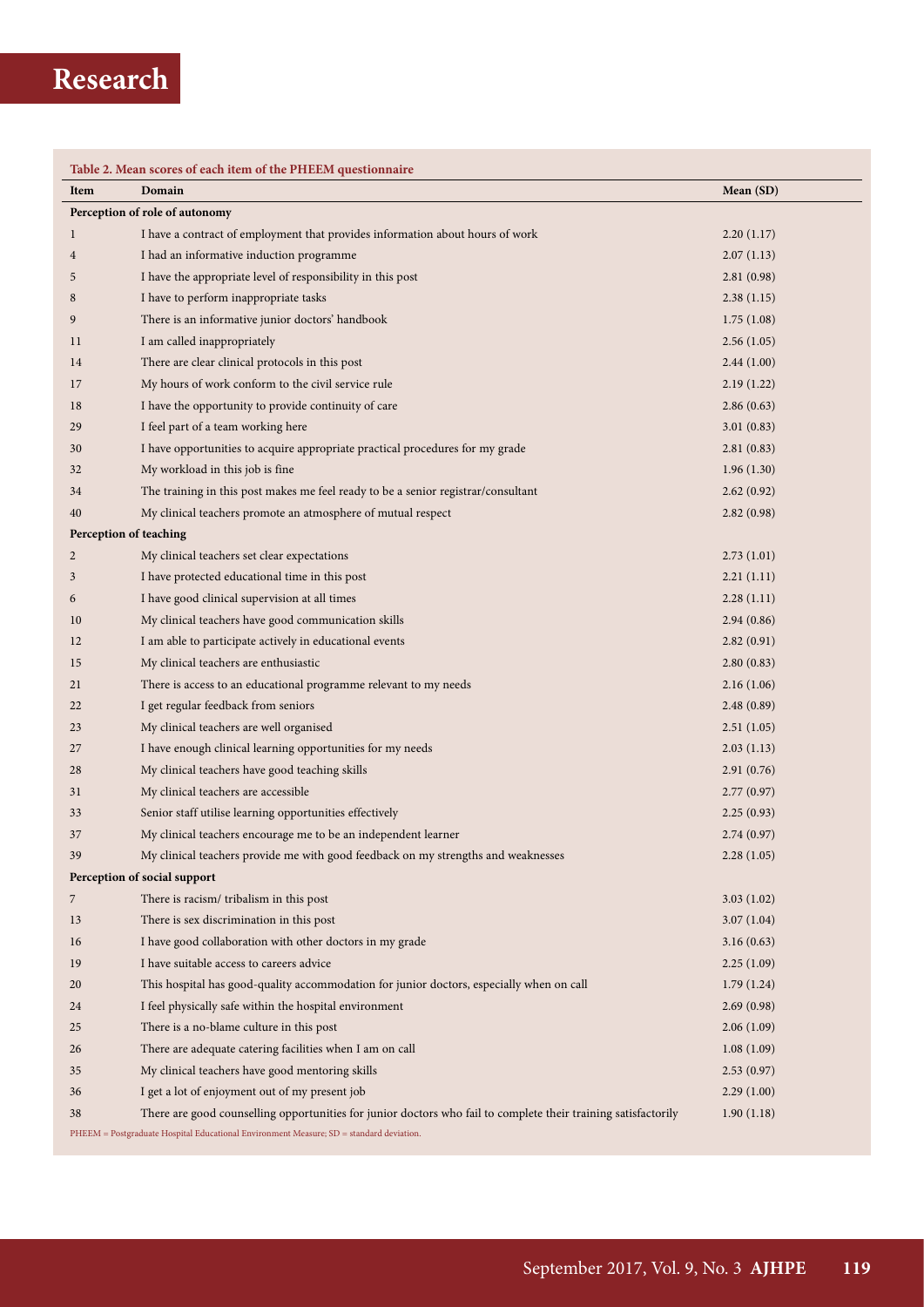**Table 2. Mean scores of each item of the PHEEM questionnaire**

| Item | Domain | Mean (SD) |
|---|---|---|
| **Perception of role of autonomy** | | |
| 1 | I have a contract of employment that provides information about hours of work | 2.20 (1.17) |
| 4 | I had an informative induction programme | 2.07 (1.13) |
| 5 | I have the appropriate level of responsibility in this post | 2.81 (0.98) |
| 8 | I have to perform inappropriate tasks | 2.38 (1.15) |
| 9 | There is an informative junior doctors' handbook | 1.75 (1.08) |
| 11 | I am called inappropriately | 2.56 (1.05) |
| 14 | There are clear clinical protocols in this post | 2.44 (1.00) |
| 17 | My hours of work conform to the civil service rule | 2.19 (1.22) |
| 18 | I have the opportunity to provide continuity of care | 2.86 (0.63) |
| 29 | I feel part of a team working here | 3.01 (0.83) |
| 30 | I have opportunities to acquire appropriate practical procedures for my grade | 2.81 (0.83) |
| 32 | My workload in this job is fine | 1.96 (1.30) |
| 34 | The training in this post makes me feel ready to be a senior registrar/consultant | 2.62 (0.92) |
| 40 | My clinical teachers promote an atmosphere of mutual respect | 2.82 (0.98) |
| **Perception of teaching** | | |
| 2 | My clinical teachers set clear expectations | 2.73 (1.01) |
| 3 | I have protected educational time in this post | 2.21 (1.11) |
| 6 | I have good clinical supervision at all times | 2.28 (1.11) |
| 10 | My clinical teachers have good communication skills | 2.94 (0.86) |
| 12 | I am able to participate actively in educational events | 2.82 (0.91) |
| 15 | My clinical teachers are enthusiastic | 2.80 (0.83) |
| 21 | There is access to an educational programme relevant to my needs | 2.16 (1.06) |
| 22 | I get regular feedback from seniors | 2.48 (0.89) |
| 23 | My clinical teachers are well organised | 2.51 (1.05) |
| 27 | I have enough clinical learning opportunities for my needs | 2.03 (1.13) |
| 28 | My clinical teachers have good teaching skills | 2.91 (0.76) |
| 31 | My clinical teachers are accessible | 2.77 (0.97) |
| 33 | Senior staff utilise learning opportunities effectively | 2.25 (0.93) |
| 37 | My clinical teachers encourage me to be an independent learner | 2.74 (0.97) |
| 39 | My clinical teachers provide me with good feedback on my strengths and weaknesses | 2.28 (1.05) |
| **Perception of social support** | | |
| 7 | There is racism/ tribalism in this post | 3.03 (1.02) |
| 13 | There is sex discrimination in this post | 3.07 (1.04) |
| 16 | I have good collaboration with other doctors in my grade | 3.16 (0.63) |
| 19 | I have suitable access to careers advice | 2.25 (1.09) |
| 20 | This hospital has good-quality accommodation for junior doctors, especially when on call | 1.79 (1.24) |
| 24 | I feel physically safe within the hospital environment | 2.69 (0.98) |
| 25 | There is a no-blame culture in this post | 2.06 (1.09) |
| 26 | There are adequate catering facilities when I am on call | 1.08 (1.09) |
| 35 | My clinical teachers have good mentoring skills | 2.53 (0.97) |
| 36 | I get a lot of enjoyment out of my present job | 2.29 (1.00) |
| 38 | There are good counselling opportunities for junior doctors who fail to complete their training satisfactorily | 1.90 (1.18) |

PHEEM = Postgraduate Hospital Educational Environment Measure; SD = standard deviation.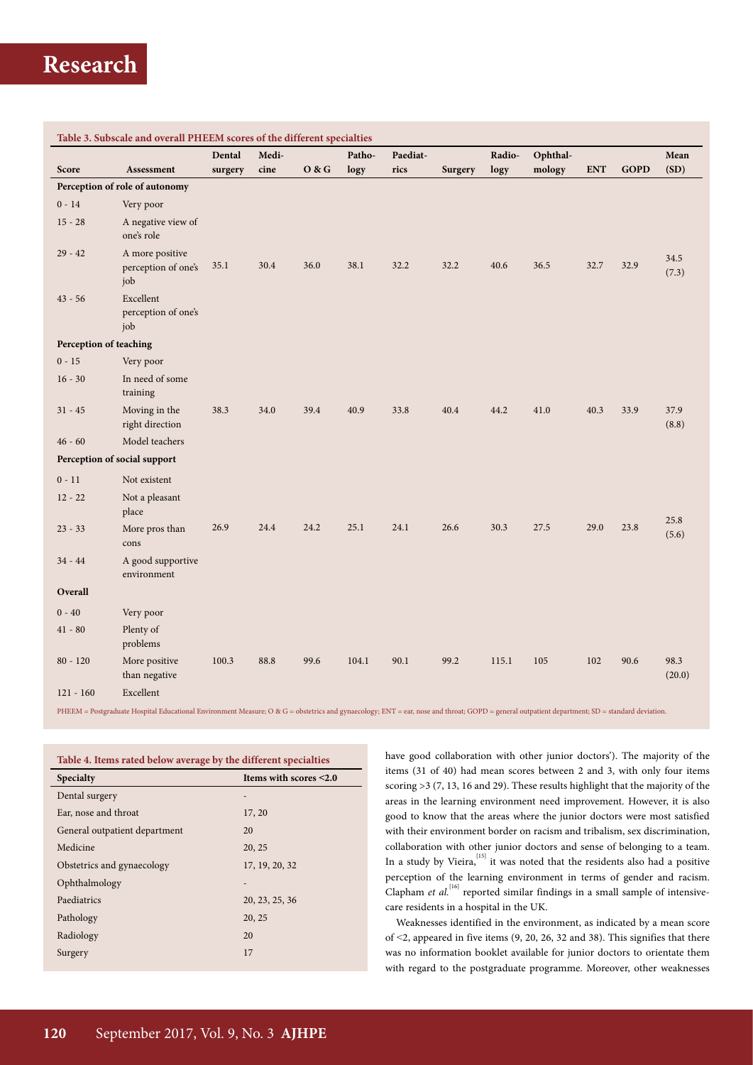**Table 3. Subscale and overall PHEEM scores of the different specialties**

| Score | Assessment | Dental surgery | Medicine | O & G | Pathology | Paediatrics | Surgery | Radiology | Ophthalmology | ENT | GOPD | Mean (SD) |
|---|---|---|---|---|---|---|---|---|---|---|---|---|
| **Perception of role of autonomy** | | | | | | | | | | | | |
| 0 - 14 | Very poor | | | | | | | | | | | |
| 15 - 28 | A negative view of one's role | | | | | | | | | | | |
| 29 - 42 | A more positive perception of one's job | 35.1 | 30.4 | 36.0 | 38.1 | 32.2 | 32.2 | 40.6 | 36.5 | 32.7 | 32.9 | 34.5 (7.3) |
| 43 - 56 | Excellent perception of one's job | | | | | | | | | | | |
| **Perception of teaching** | | | | | | | | | | | | |
| 0 - 15 | Very poor | | | | | | | | | | | |
| 16 - 30 | In need of some training | | | | | | | | | | | |
| 31 - 45 | Moving in the right direction | 38.3 | 34.0 | 39.4 | 40.9 | 33.8 | 40.4 | 44.2 | 41.0 | 40.3 | 33.9 | 37.9 (8.8) |
| 46 - 60 | Model teachers | | | | | | | | | | | |
| **Perception of social support** | | | | | | | | | | | | |
| 0 - 11 | Not existent | | | | | | | | | | | |
| 12 - 22 | Not a pleasant place | | | | | | | | | | | |
| 23 - 33 | More pros than cons | 26.9 | 24.4 | 24.2 | 25.1 | 24.1 | 26.6 | 30.3 | 27.5 | 29.0 | 23.8 | 25.8 (5.6) |
| 34 - 44 | A good supportive environment | | | | | | | | | | | |
| **Overall** | | | | | | | | | | | | |
| 0 - 40 | Very poor | | | | | | | | | | | |
| 41 - 80 | Plenty of problems | | | | | | | | | | | |
| 80 - 120 | More positive than negative | 100.3 | 88.8 | 99.6 | 104.1 | 90.1 | 99.2 | 115.1 | 105 | 102 | 90.6 | 98.3 (20.0) |
| 121 - 160 | Excellent | | | | | | | | | | | |

PHEEM = Postgraduate Hospital Educational Environment Measure; O & G = obstetrics and gynaecology; ENT = ear, nose and throat; GOPD = general outpatient department; SD = standard deviation.

**Table 4. Items rated below average by the different specialties**

| Specialty | Items with scores <2.0 |
|---|---|
| Dental surgery | - |
| Ear, nose and throat | 17, 20 |
| General outpatient department | 20 |
| Medicine | 20, 25 |
| Obstetrics and gynaecology | 17, 19, 20, 32 |
| Ophthalmology | - |
| Paediatrics | 20, 23, 25, 36 |
| Pathology | 20, 25 |
| Radiology | 20 |
| Surgery | 17 |

have good collaboration with other junior doctors'). The majority of the items (31 of 40) had mean scores between 2 and 3, with only four items scoring >3 (7, 13, 16 and 29). These results highlight that the majority of the areas in the learning environment need improvement. However, it is also good to know that the areas where the junior doctors were most satisfied with their environment border on racism and tribalism, sex discrimination, collaboration with other junior doctors and sense of belonging to a team. In a study by Vieira,[15] it was noted that the residents also had a positive perception of the learning environment in terms of gender and racism. Clapham *et al.*[16] reported similar findings in a small sample of intensive-care residents in a hospital in the UK.

Weaknesses identified in the environment, as indicated by a mean score of <2, appeared in five items (9, 20, 26, 32 and 38). This signifies that there was no information booklet available for junior doctors to orientate them with regard to the postgraduate programme. Moreover, other weaknesses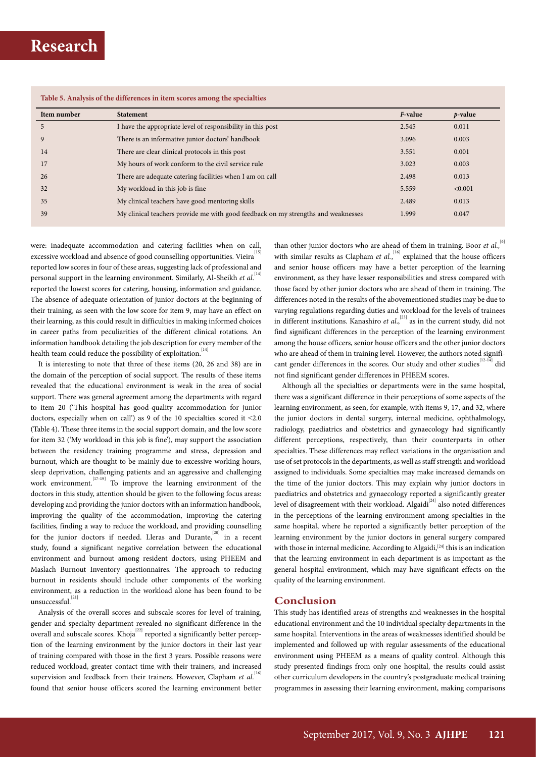**Table 5. Analysis of the differences in item scores among the specialties**

| Item number | Statement | *F*-value | *p*-value |
|---|---|---|---|
| 5 | I have the appropriate level of responsibility in this post | 2.545 | 0.011 |
| 9 | There is an informative junior doctors' handbook | 3.096 | 0.003 |
| 14 | There are clear clinical protocols in this post | 3.551 | 0.001 |
| 17 | My hours of work conform to the civil service rule | 3.023 | 0.003 |
| 26 | There are adequate catering facilities when I am on call | 2.498 | 0.013 |
| 32 | My workload in this job is fine | 5.559 | <0.001 |
| 35 | My clinical teachers have good mentoring skills | 2.489 | 0.013 |
| 39 | My clinical teachers provide me with good feedback on my strengths and weaknesses | 1.999 | 0.047 |

were: inadequate accommodation and catering facilities when on call, excessive workload and absence of good counselling opportunities. Vieira[15] reported low scores in four of these areas, suggesting lack of professional and personal support in the learning environment. Similarly, Al-Sheikh *et al.*[14] reported the lowest scores for catering, housing, information and guidance. The absence of adequate orientation of junior doctors at the beginning of their training, as seen with the low score for item 9, may have an effect on their learning, as this could result in difficulties in making informed choices in career paths from peculiarities of the different clinical rotations. An information handbook detailing the job description for every member of the health team could reduce the possibility of exploitation.[14]

It is interesting to note that three of these items (20, 26 and 38) are in the domain of the perception of social support. The results of these items revealed that the educational environment is weak in the area of social support. There was general agreement among the departments with regard to item 20 ('This hospital has good-quality accommodation for junior doctors, especially when on call') as 9 of the 10 specialties scored it <2.0 (Table 4). These three items in the social support domain, and the low score for item 32 ('My workload in this job is fine'), may support the association between the residency training programme and stress, depression and burnout, which are thought to be mainly due to excessive working hours, sleep deprivation, challenging patients and an aggressive and challenging work environment.[17-19] To improve the learning environment of the doctors in this study, attention should be given to the following focus areas: developing and providing the junior doctors with an information handbook, improving the quality of the accommodation, improving the catering facilities, finding a way to reduce the workload, and providing counselling for the junior doctors if needed. Lleras and Durante,[20] in a recent study, found a significant negative correlation between the educational environment and burnout among resident doctors, using PHEEM and Maslach Burnout Inventory questionnaires. The approach to reducing burnout in residents should include other components of the working environment, as a reduction in the workload alone has been found to be unsuccessful.[21]

Analysis of the overall scores and subscale scores for level of training, gender and specialty department revealed no significant difference in the overall and subscale scores. Khoja[22] reported a significantly better perception of the learning environment by the junior doctors in their last year of training compared with those in the first 3 years. Possible reasons were reduced workload, greater contact time with their trainers, and increased supervision and feedback from their trainers. However, Clapham *et al.*[16] found that senior house officers scored the learning environment better than other junior doctors who are ahead of them in training. Boor *et al.*,[6] with similar results as Clapham *et al.*,[16] explained that the house officers and senior house officers may have a better perception of the learning environment, as they have lesser responsibilities and stress compared with those faced by other junior doctors who are ahead of them in training. The differences noted in the results of the abovementioned studies may be due to varying regulations regarding duties and workload for the levels of trainees in different institutions. Kanashiro *et al.*,[23] as in the current study, did not find significant differences in the perception of the learning environment among the house officers, senior house officers and the other junior doctors who are ahead of them in training level. However, the authors noted significant gender differences in the scores. Our study and other studies[12-14] did not find significant gender differences in PHEEM scores.

Although all the specialties or departments were in the same hospital, there was a significant difference in their perceptions of some aspects of the learning environment, as seen, for example, with items 9, 17, and 32, where the junior doctors in dental surgery, internal medicine, ophthalmology, radiology, paediatrics and obstetrics and gynaecology had significantly different perceptions, respectively, than their counterparts in other specialties. These differences may reflect variations in the organisation and use of set protocols in the departments, as well as staff strength and workload assigned to individuals. Some specialties may make increased demands on the time of the junior doctors. This may explain why junior doctors in paediatrics and obstetrics and gynaecology reported a significantly greater level of disagreement with their workload. Algaidi[24] also noted differences in the perceptions of the learning environment among specialties in the same hospital, where he reported a significantly better perception of the learning environment by the junior doctors in general surgery compared with those in internal medicine. According to Algaidi,[24] this is an indication that the learning environment in each department is as important as the general hospital environment, which may have significant effects on the quality of the learning environment.

## Conclusion

This study has identified areas of strengths and weaknesses in the hospital educational environment and the 10 individual specialty departments in the same hospital. Interventions in the areas of weaknesses identified should be implemented and followed up with regular assessments of the educational environment using PHEEM as a means of quality control. Although this study presented findings from only one hospital, the results could assist other curriculum developers in the country's postgraduate medical training programmes in assessing their learning environment, making comparisons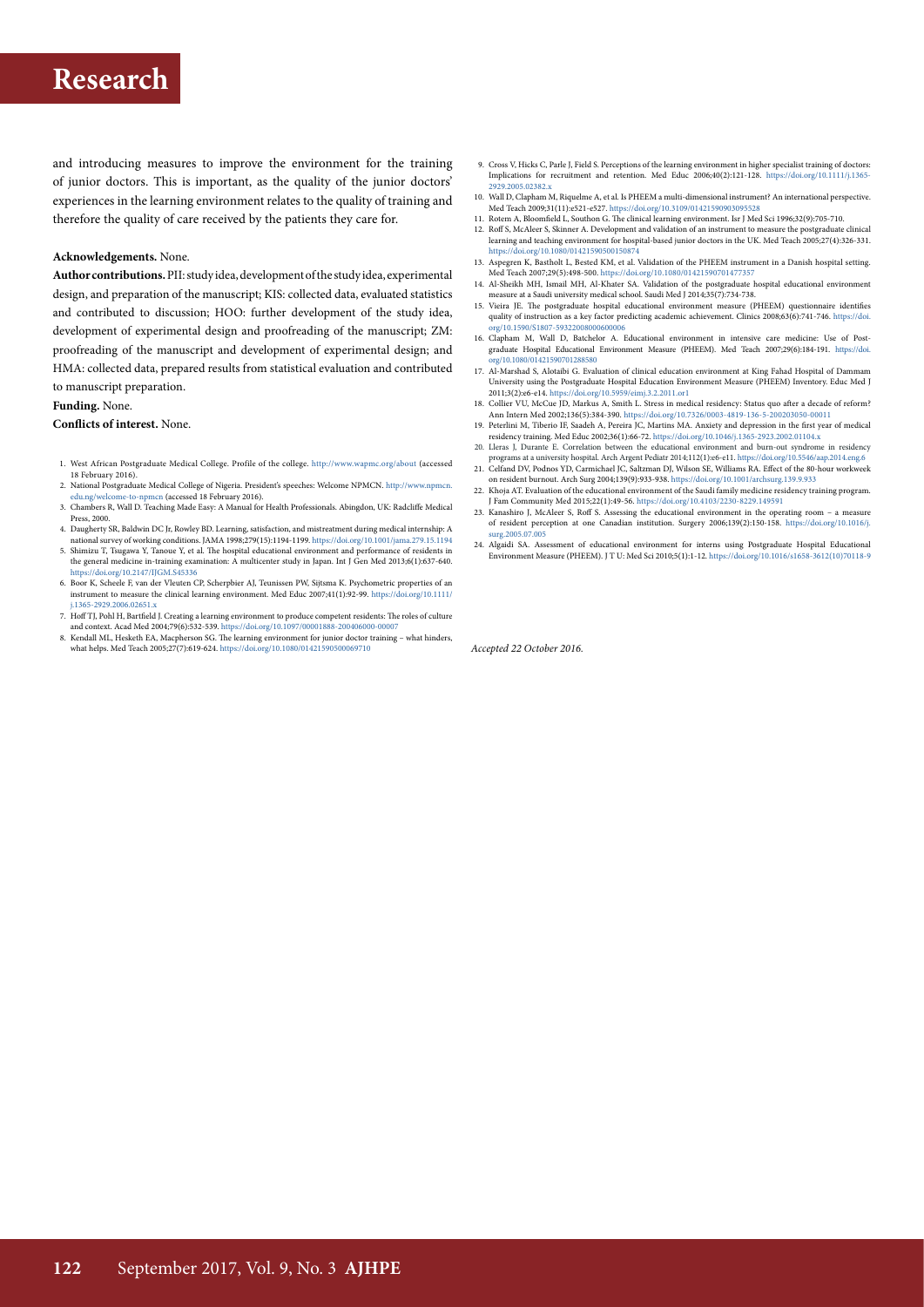and introducing measures to improve the environment for the training of junior doctors. This is important, as the quality of the junior doctors' experiences in the learning environment relates to the quality of training and therefore the quality of care received by the patients they care for.

**Acknowledgements.** None.

**Author contributions.** PII: study idea, development of the study idea, experimental design, and preparation of the manuscript; KIS: collected data, evaluated statistics and contributed to discussion; HOO: further development of the study idea, development of experimental design and proofreading of the manuscript; ZM: proofreading of the manuscript and development of experimental design; and HMA: collected data, prepared results from statistical evaluation and contributed to manuscript preparation.

**Funding.** None.

**Conflicts of interest.** None.

1. West African Postgraduate Medical College. Profile of the college. http://www.wapmc.org/about (accessed 18 February 2016).
2. National Postgraduate Medical College of Nigeria. President's speeches: Welcome NPMCN. http://www.npmcn.edu.ng/welcome-to-npmcn (accessed 18 February 2016).
3. Chambers R, Wall D. Teaching Made Easy: A Manual for Health Professionals. Abingdon, UK: Radcliffe Medical Press, 2000.
4. Daugherty SR, Baldwin DC Jr, Rowley BD. Learning, satisfaction, and mistreatment during medical internship: A national survey of working conditions. JAMA 1998;279(15):1194-1199. https://doi.org/10.1001/jama.279.15.1194
5. Shimizu T, Tsugawa Y, Tanoue Y, et al. The hospital educational environment and performance of residents in the general medicine in-training examination: A multicenter study in Japan. Int J Gen Med 2013;6(1):637-640. https://doi.org/10.2147/IJGM.S45336
6. Boor K, Scheele F, van der Vleuten CP, Scherpbier AJ, Teunissen PW, Sijtsma K. Psychometric properties of an instrument to measure the clinical learning environment. Med Educ 2007;41(1):92-99. https://doi.org/10.1111/j.1365-2929.2006.02651.x
7. Hoff TJ, Pohl H, Bartfield J. Creating a learning environment to produce competent residents: The roles of culture and context. Acad Med 2004;79(6):532-539. https://doi.org/10.1097/00001888-200406000-00007
8. Kendall ML, Hesketh EA, Macpherson SG. The learning environment for junior doctor training – what hinders, what helps. Med Teach 2005;27(7):619-624. https://doi.org/10.1080/01421590500069710
9. Cross V, Hicks C, Parle J, Field S. Perceptions of the learning environment in higher specialist training of doctors: Implications for recruitment and retention. Med Educ 2006;40(2):121-128. https://doi.org/10.1111/j.1365-2929.2005.02382.x
10. Wall D, Clapham M, Riquelme A, et al. Is PHEEM a multi-dimensional instrument? An international perspective. Med Teach 2009;31(11):e521-e527. https://doi.org/10.3109/01421590903095528
11. Rotem A, Bloomfield L, Southon G. The clinical learning environment. Isr J Med Sci 1996;32(9):705-710.
12. Roff S, McAleer S, Skinner A. Development and validation of an instrument to measure the postgraduate clinical learning and teaching environment for hospital-based junior doctors in the UK. Med Teach 2005;27(4):326-331. https://doi.org/10.1080/01421590500150874
13. Aspegren K, Bastholt L, Bested KM, et al. Validation of the PHEEM instrument in a Danish hospital setting. Med Teach 2007;29(5):498-500. https://doi.org/10.1080/01421590701477357
14. Al-Sheikh MH, Ismail MH, Al-Khater SA. Validation of the postgraduate hospital educational environment measure at a Saudi university medical school. Saudi Med J 2014;35(7):734-738.
15. Vieira JE. The postgraduate hospital educational environment measure (PHEEM) questionnaire identifies quality of instruction as a key factor predicting academic achievement. Clinics 2008;63(6):741-746. https://doi.org/10.1590/S1807-59322008000600006
16. Clapham M, Wall D, Batchelor A. Educational environment in intensive care medicine: Use of Postgraduate Hospital Educational Environment Measure (PHEEM). Med Teach 2007;29(6):184-191. https://doi.org/10.1080/01421590701288580
17. Al-Marshad S, Alotaibi G. Evaluation of clinical education environment at King Fahad Hospital of Dammam University using the Postgraduate Hospital Education Environment Measure (PHEEM) Inventory. Educ Med J 2011;3(2):e6-e14. https://doi.org/10.5959/eimj.3.2.2011.or1
18. Collier VU, McCue JD, Markus A, Smith L. Stress in medical residency: Status quo after a decade of reform? Ann Intern Med 2002;136(5):384-390. https://doi.org/10.7326/0003-4819-136-5-200203050-00011
19. Peterlini M, Tiberio IF, Saadeh A, Pereira JC, Martins MA. Anxiety and depression in the first year of medical residency training. Med Educ 2002;36(1):66-72. https://doi.org/10.1046/j.1365-2923.2002.01104.x
20. Lleras J, Durante E. Correlation between the educational environment and burn-out syndrome in residency programs at a university hospital. Arch Argent Pediatr 2014;112(1):e6-e11. https://doi.org/10.5546/aap.2014.eng.6
21. Celfand DV, Podnos YD, Carmichael JC, Saltzman DJ, Wilson SE, Williams RA. Effect of the 80-hour workweek on resident burnout. Arch Surg 2004;139(9):933-938. https://doi.org/10.1001/archsurg.139.9.933
22. Khoja AT. Evaluation of the educational environment of the Saudi family medicine residency training program. J Fam Community Med 2015;22(1):49-56. https://doi.org/10.4103/2230-8229.149591
23. Kanashiro J, McAleer S, Roff S. Assessing the educational environment in the operating room – a measure of resident perception at one Canadian institution. Surgery 2006;139(2):150-158. https://doi.org/10.1016/j.surg.2005.07.005
24. Algaidi SA. Assessment of educational environment for interns using Postgraduate Hospital Educational Environment Measure (PHEEM). J T U: Med Sci 2010;5(1):1-12. https://doi.org/10.1016/s1658-3612(10)70118-9

*Accepted 22 October 2016.*